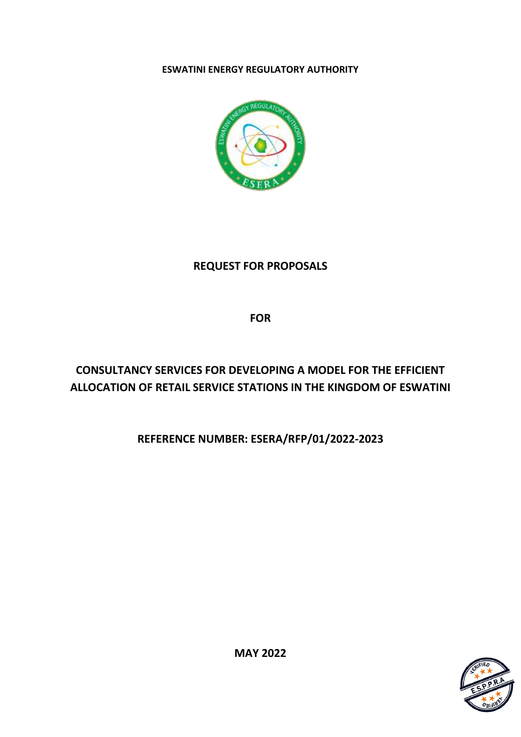**ESWATINI ENERGY REGULATORY AUTHORITY**

# REQUEST FOR PROPOSALS

**FOR**

# CONSULTANCY SERVICES FOR DEVELOPING A MODEL FOR THE EFFICIENT ALLOCATION OF RETAIL SERVICE STATIONS IN THE KINGDOM OF ESWATINI

**REFERENCE NUMBER: ESERA/RFP/01/2022-2023**

**MAY 2022**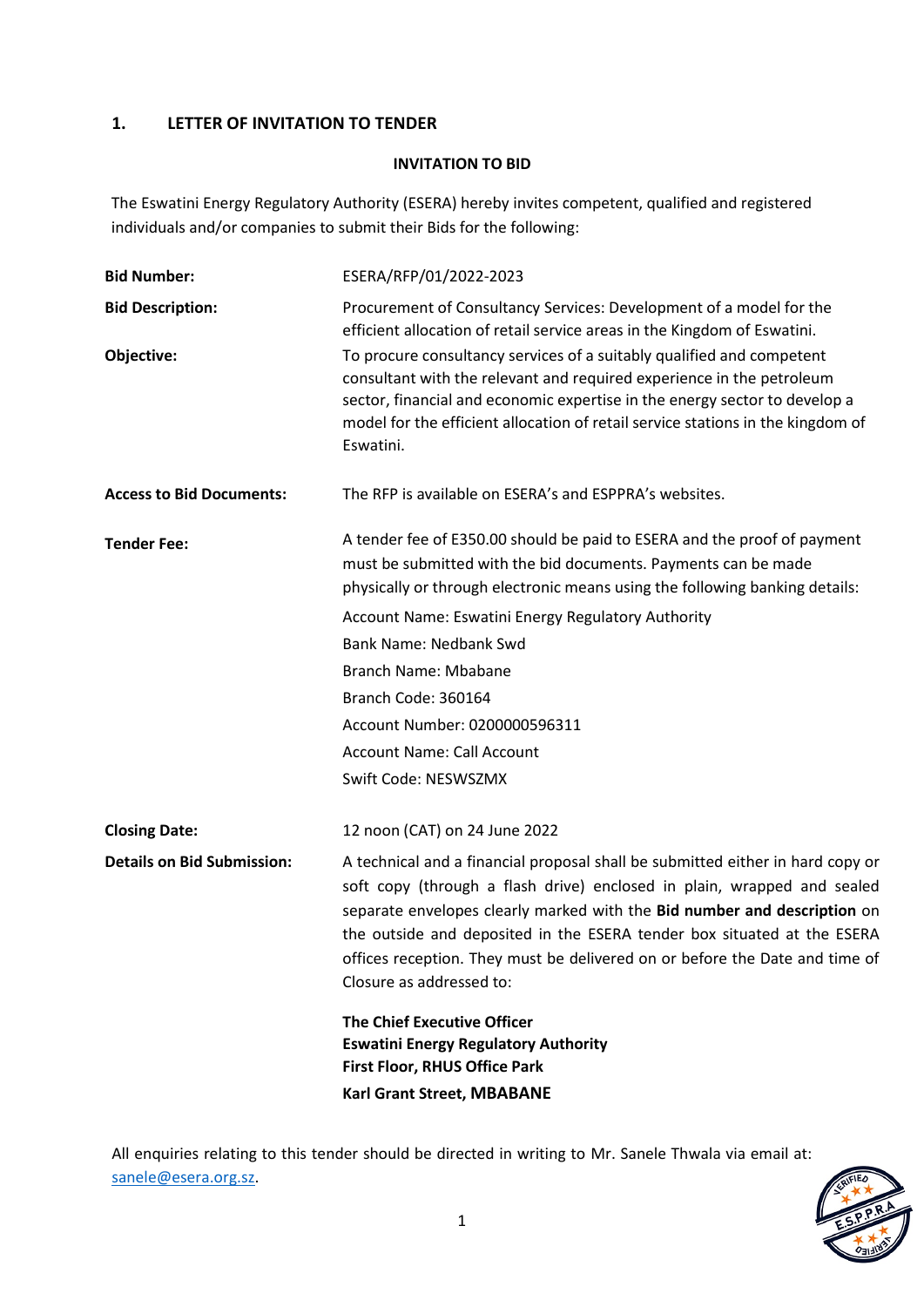## 1. LETTER OF INVITATION TO TENDER

**INVITATION TO BID**

The Eswatini Energy Regulatory Authority (ESERA) hereby invites competent, qualified and registered individuals and/or companies to submit their Bids for the following:

| | |
|---|---|
| **Bid Number:** | ESERA/RFP/01/2022-2023 |
| **Bid Description:** | Procurement of Consultancy Services: Development of a model for the efficient allocation of retail service areas in the Kingdom of Eswatini. |
| **Objective:** | To procure consultancy services of a suitably qualified and competent consultant with the relevant and required experience in the petroleum sector, financial and economic expertise in the energy sector to develop a model for the efficient allocation of retail service stations in the kingdom of Eswatini. |
| **Access to Bid Documents:** | The RFP is available on ESERA's and ESPPRA's websites. |
| **Tender Fee:** | A tender fee of E350.00 should be paid to ESERA and the proof of payment must be submitted with the bid documents. Payments can be made physically or through electronic means using the following banking details:<br>Account Name: Eswatini Energy Regulatory Authority<br>Bank Name: Nedbank Swd<br>Branch Name: Mbabane<br>Branch Code: 360164<br>Account Number: 0200000596311<br>Account Name: Call Account<br>Swift Code: NESWSZMX |
| **Closing Date:** | 12 noon (CAT) on 24 June 2022 |
| **Details on Bid Submission:** | A technical and a financial proposal shall be submitted either in hard copy or soft copy (through a flash drive) enclosed in plain, wrapped and sealed separate envelopes clearly marked with the **Bid number and description** on the outside and deposited in the ESERA tender box situated at the ESERA offices reception. They must be delivered on or before the Date and time of Closure as addressed to:<br><br>**The Chief Executive Officer**<br>**Eswatini Energy Regulatory Authority**<br>**First Floor, RHUS Office Park**<br>**Karl Grant Street, MBABANE** |

All enquiries relating to this tender should be directed in writing to Mr. Sanele Thwala via email at: sanele@esera.org.sz.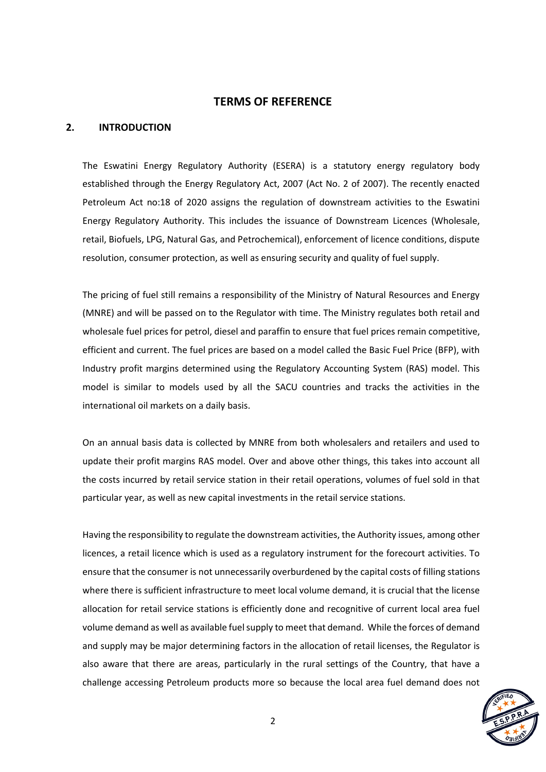# TERMS OF REFERENCE

## 2. INTRODUCTION

The Eswatini Energy Regulatory Authority (ESERA) is a statutory energy regulatory body established through the Energy Regulatory Act, 2007 (Act No. 2 of 2007). The recently enacted Petroleum Act no:18 of 2020 assigns the regulation of downstream activities to the Eswatini Energy Regulatory Authority. This includes the issuance of Downstream Licences (Wholesale, retail, Biofuels, LPG, Natural Gas, and Petrochemical), enforcement of licence conditions, dispute resolution, consumer protection, as well as ensuring security and quality of fuel supply.

The pricing of fuel still remains a responsibility of the Ministry of Natural Resources and Energy (MNRE) and will be passed on to the Regulator with time. The Ministry regulates both retail and wholesale fuel prices for petrol, diesel and paraffin to ensure that fuel prices remain competitive, efficient and current. The fuel prices are based on a model called the Basic Fuel Price (BFP), with Industry profit margins determined using the Regulatory Accounting System (RAS) model. This model is similar to models used by all the SACU countries and tracks the activities in the international oil markets on a daily basis.

On an annual basis data is collected by MNRE from both wholesalers and retailers and used to update their profit margins RAS model. Over and above other things, this takes into account all the costs incurred by retail service station in their retail operations, volumes of fuel sold in that particular year, as well as new capital investments in the retail service stations.

Having the responsibility to regulate the downstream activities, the Authority issues, among other licences, a retail licence which is used as a regulatory instrument for the forecourt activities. To ensure that the consumer is not unnecessarily overburdened by the capital costs of filling stations where there is sufficient infrastructure to meet local volume demand, it is crucial that the license allocation for retail service stations is efficiently done and recognitive of current local area fuel volume demand as well as available fuel supply to meet that demand. While the forces of demand and supply may be major determining factors in the allocation of retail licenses, the Regulator is also aware that there are areas, particularly in the rural settings of the Country, that have a challenge accessing Petroleum products more so because the local area fuel demand does not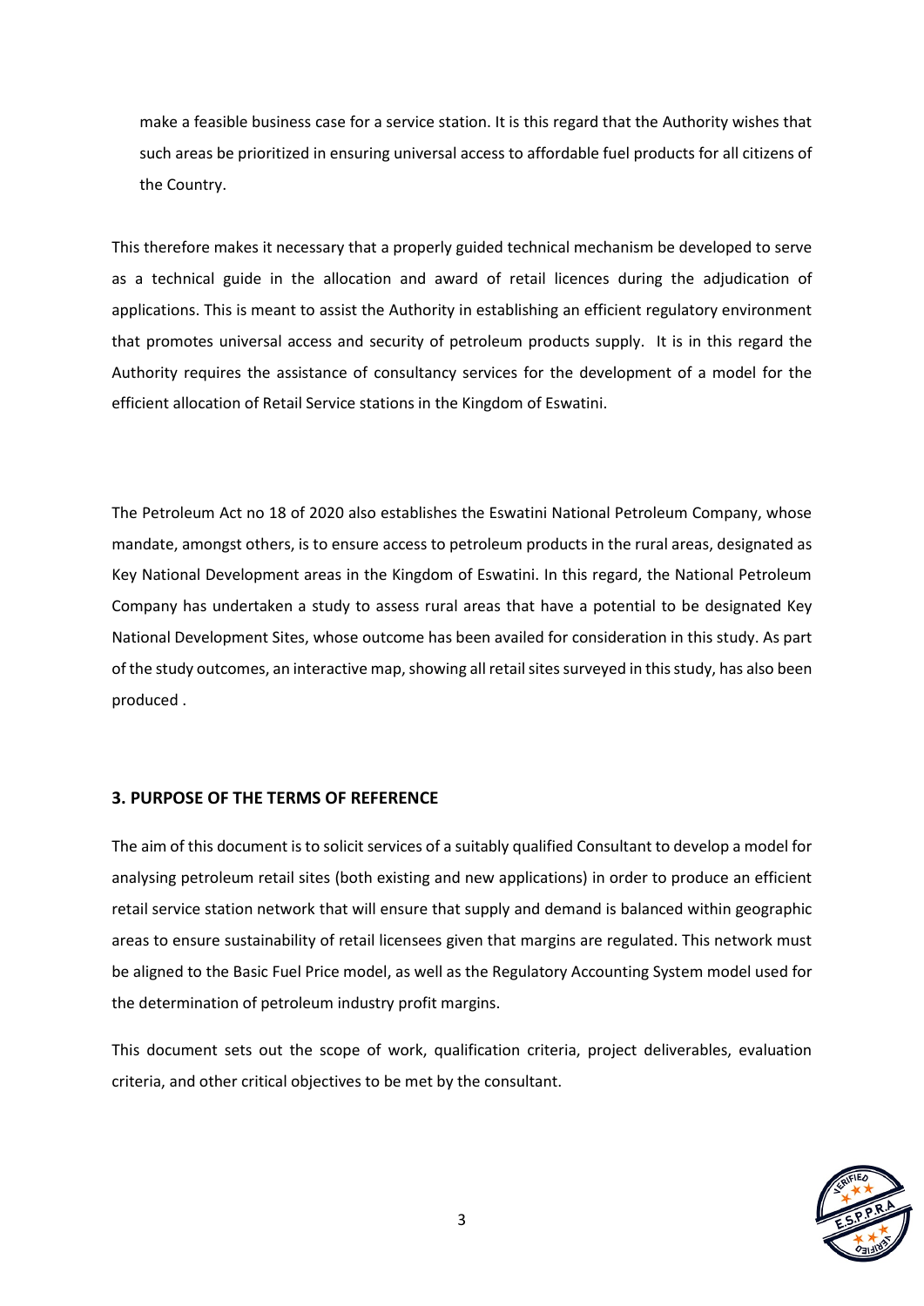make a feasible business case for a service station. It is this regard that the Authority wishes that such areas be prioritized in ensuring universal access to affordable fuel products for all citizens of the Country.

This therefore makes it necessary that a properly guided technical mechanism be developed to serve as a technical guide in the allocation and award of retail licences during the adjudication of applications. This is meant to assist the Authority in establishing an efficient regulatory environment that promotes universal access and security of petroleum products supply. It is in this regard the Authority requires the assistance of consultancy services for the development of a model for the efficient allocation of Retail Service stations in the Kingdom of Eswatini.

The Petroleum Act no 18 of 2020 also establishes the Eswatini National Petroleum Company, whose mandate, amongst others, is to ensure access to petroleum products in the rural areas, designated as Key National Development areas in the Kingdom of Eswatini. In this regard, the National Petroleum Company has undertaken a study to assess rural areas that have a potential to be designated Key National Development Sites, whose outcome has been availed for consideration in this study. As part of the study outcomes, an interactive map, showing all retail sites surveyed in this study, has also been produced .

### 3. PURPOSE OF THE TERMS OF REFERENCE

The aim of this document is to solicit services of a suitably qualified Consultant to develop a model for analysing petroleum retail sites (both existing and new applications) in order to produce an efficient retail service station network that will ensure that supply and demand is balanced within geographic areas to ensure sustainability of retail licensees given that margins are regulated. This network must be aligned to the Basic Fuel Price model, as well as the Regulatory Accounting System model used for the determination of petroleum industry profit margins.

This document sets out the scope of work, qualification criteria, project deliverables, evaluation criteria, and other critical objectives to be met by the consultant.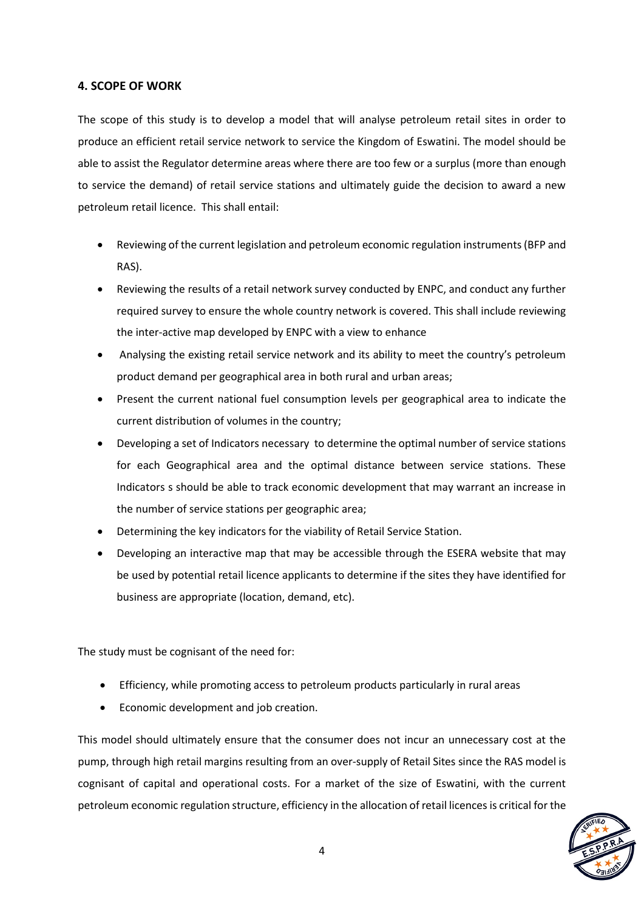## 4. SCOPE OF WORK

The scope of this study is to develop a model that will analyse petroleum retail sites in order to produce an efficient retail service network to service the Kingdom of Eswatini. The model should be able to assist the Regulator determine areas where there are too few or a surplus (more than enough to service the demand) of retail service stations and ultimately guide the decision to award a new petroleum retail licence. This shall entail:

- Reviewing of the current legislation and petroleum economic regulation instruments (BFP and RAS).
- Reviewing the results of a retail network survey conducted by ENPC, and conduct any further required survey to ensure the whole country network is covered. This shall include reviewing the inter-active map developed by ENPC with a view to enhance
- Analysing the existing retail service network and its ability to meet the country's petroleum product demand per geographical area in both rural and urban areas;
- Present the current national fuel consumption levels per geographical area to indicate the current distribution of volumes in the country;
- Developing a set of Indicators necessary to determine the optimal number of service stations for each Geographical area and the optimal distance between service stations. These Indicators s should be able to track economic development that may warrant an increase in the number of service stations per geographic area;
- Determining the key indicators for the viability of Retail Service Station.
- Developing an interactive map that may be accessible through the ESERA website that may be used by potential retail licence applicants to determine if the sites they have identified for business are appropriate (location, demand, etc).

The study must be cognisant of the need for:

- Efficiency, while promoting access to petroleum products particularly in rural areas
- Economic development and job creation.

This model should ultimately ensure that the consumer does not incur an unnecessary cost at the pump, through high retail margins resulting from an over-supply of Retail Sites since the RAS model is cognisant of capital and operational costs. For a market of the size of Eswatini, with the current petroleum economic regulation structure, efficiency in the allocation of retail licences is critical for the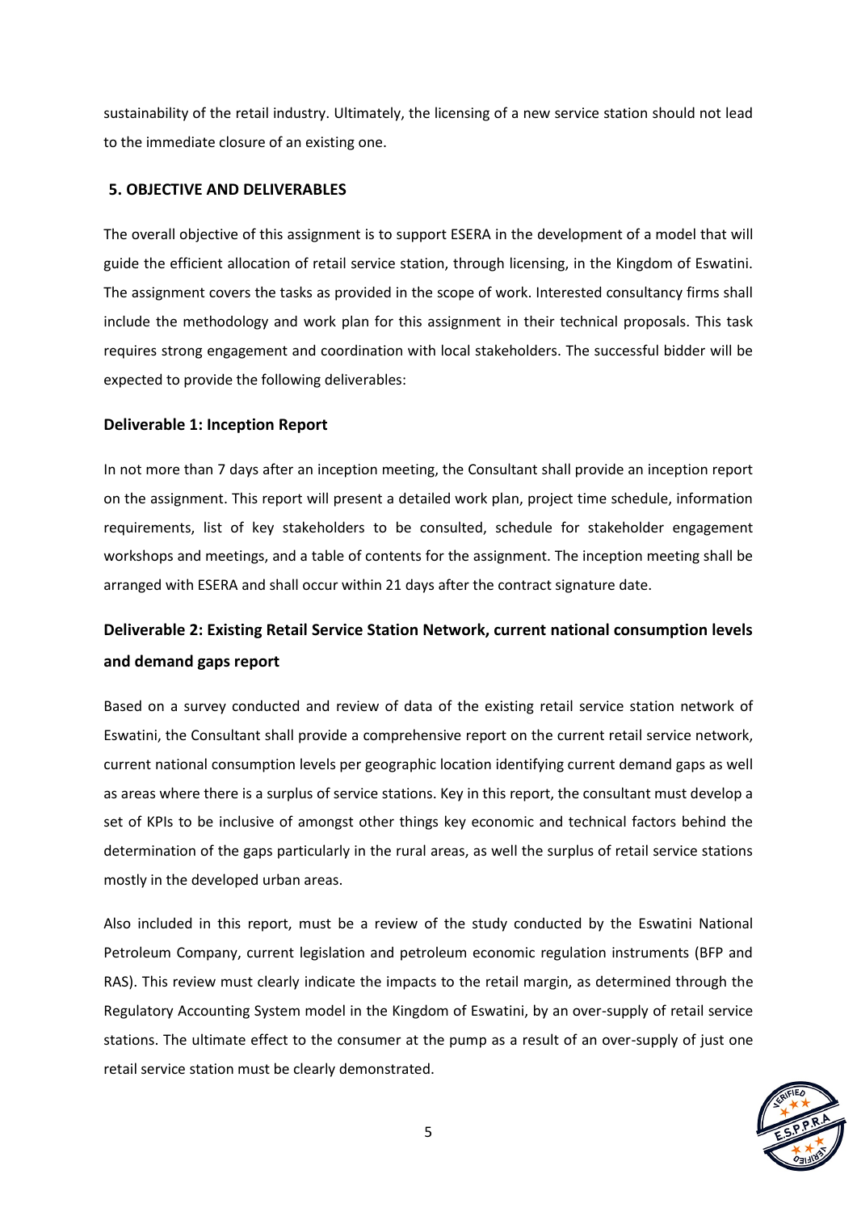sustainability of the retail industry. Ultimately, the licensing of a new service station should not lead to the immediate closure of an existing one.

## 5. OBJECTIVE AND DELIVERABLES

The overall objective of this assignment is to support ESERA in the development of a model that will guide the efficient allocation of retail service station, through licensing, in the Kingdom of Eswatini. The assignment covers the tasks as provided in the scope of work. Interested consultancy firms shall include the methodology and work plan for this assignment in their technical proposals. This task requires strong engagement and coordination with local stakeholders. The successful bidder will be expected to provide the following deliverables:

### Deliverable 1: Inception Report

In not more than 7 days after an inception meeting, the Consultant shall provide an inception report on the assignment. This report will present a detailed work plan, project time schedule, information requirements, list of key stakeholders to be consulted, schedule for stakeholder engagement workshops and meetings, and a table of contents for the assignment. The inception meeting shall be arranged with ESERA and shall occur within 21 days after the contract signature date.

### Deliverable 2: Existing Retail Service Station Network, current national consumption levels and demand gaps report

Based on a survey conducted and review of data of the existing retail service station network of Eswatini, the Consultant shall provide a comprehensive report on the current retail service network, current national consumption levels per geographic location identifying current demand gaps as well as areas where there is a surplus of service stations. Key in this report, the consultant must develop a set of KPIs to be inclusive of amongst other things key economic and technical factors behind the determination of the gaps particularly in the rural areas, as well the surplus of retail service stations mostly in the developed urban areas.

Also included in this report, must be a review of the study conducted by the Eswatini National Petroleum Company, current legislation and petroleum economic regulation instruments (BFP and RAS). This review must clearly indicate the impacts to the retail margin, as determined through the Regulatory Accounting System model in the Kingdom of Eswatini, by an over-supply of retail service stations. The ultimate effect to the consumer at the pump as a result of an over-supply of just one retail service station must be clearly demonstrated.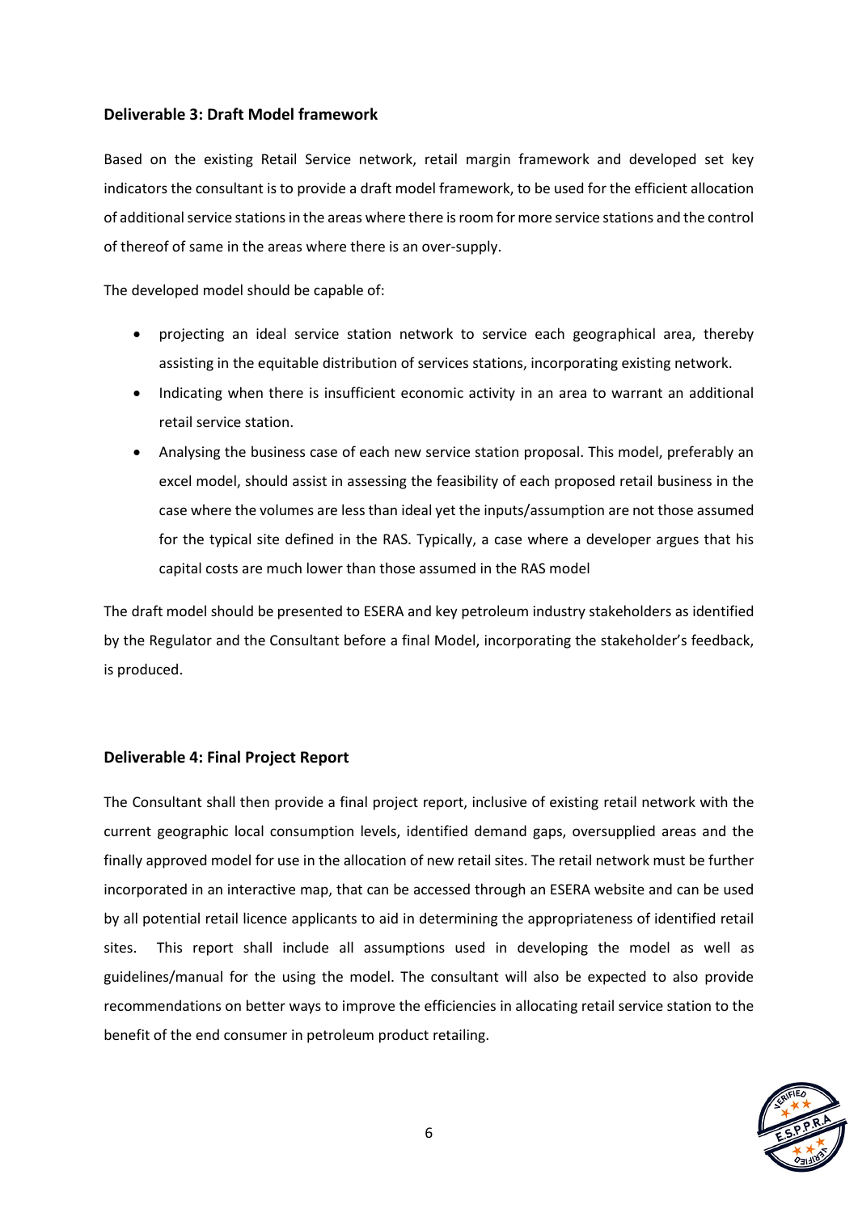### Deliverable 3: Draft Model framework

Based on the existing Retail Service network, retail margin framework and developed set key indicators the consultant is to provide a draft model framework, to be used for the efficient allocation of additional service stations in the areas where there is room for more service stations and the control of thereof of same in the areas where there is an over-supply.

The developed model should be capable of:

- projecting an ideal service station network to service each geographical area, thereby assisting in the equitable distribution of services stations, incorporating existing network.
- Indicating when there is insufficient economic activity in an area to warrant an additional retail service station.
- Analysing the business case of each new service station proposal. This model, preferably an excel model, should assist in assessing the feasibility of each proposed retail business in the case where the volumes are less than ideal yet the inputs/assumption are not those assumed for the typical site defined in the RAS. Typically, a case where a developer argues that his capital costs are much lower than those assumed in the RAS model

The draft model should be presented to ESERA and key petroleum industry stakeholders as identified by the Regulator and the Consultant before a final Model, incorporating the stakeholder's feedback, is produced.

### Deliverable 4: Final Project Report

The Consultant shall then provide a final project report, inclusive of existing retail network with the current geographic local consumption levels, identified demand gaps, oversupplied areas and the finally approved model for use in the allocation of new retail sites. The retail network must be further incorporated in an interactive map, that can be accessed through an ESERA website and can be used by all potential retail licence applicants to aid in determining the appropriateness of identified retail sites. This report shall include all assumptions used in developing the model as well as guidelines/manual for the using the model. The consultant will also be expected to also provide recommendations on better ways to improve the efficiencies in allocating retail service station to the benefit of the end consumer in petroleum product retailing.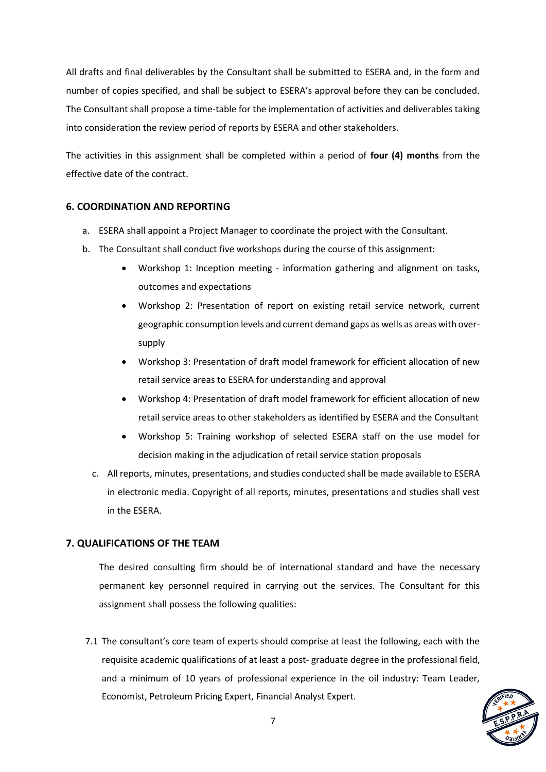All drafts and final deliverables by the Consultant shall be submitted to ESERA and, in the form and number of copies specified, and shall be subject to ESERA's approval before they can be concluded. The Consultant shall propose a time-table for the implementation of activities and deliverables taking into consideration the review period of reports by ESERA and other stakeholders.

The activities in this assignment shall be completed within a period of **four (4) months** from the effective date of the contract.

## 6. COORDINATION AND REPORTING

a. ESERA shall appoint a Project Manager to coordinate the project with the Consultant.

b. The Consultant shall conduct five workshops during the course of this assignment:

   - Workshop 1: Inception meeting - information gathering and alignment on tasks, outcomes and expectations
   - Workshop 2: Presentation of report on existing retail service network, current geographic consumption levels and current demand gaps as wells as areas with over-supply
   - Workshop 3: Presentation of draft model framework for efficient allocation of new retail service areas to ESERA for understanding and approval
   - Workshop 4: Presentation of draft model framework for efficient allocation of new retail service areas to other stakeholders as identified by ESERA and the Consultant
   - Workshop 5: Training workshop of selected ESERA staff on the use model for decision making in the adjudication of retail service station proposals

c. All reports, minutes, presentations, and studies conducted shall be made available to ESERA in electronic media. Copyright of all reports, minutes, presentations and studies shall vest in the ESERA.

## 7. QUALIFICATIONS OF THE TEAM

The desired consulting firm should be of international standard and have the necessary permanent key personnel required in carrying out the services. The Consultant for this assignment shall possess the following qualities:

7.1 The consultant's core team of experts should comprise at least the following, each with the requisite academic qualifications of at least a post- graduate degree in the professional field, and a minimum of 10 years of professional experience in the oil industry: Team Leader, Economist, Petroleum Pricing Expert, Financial Analyst Expert.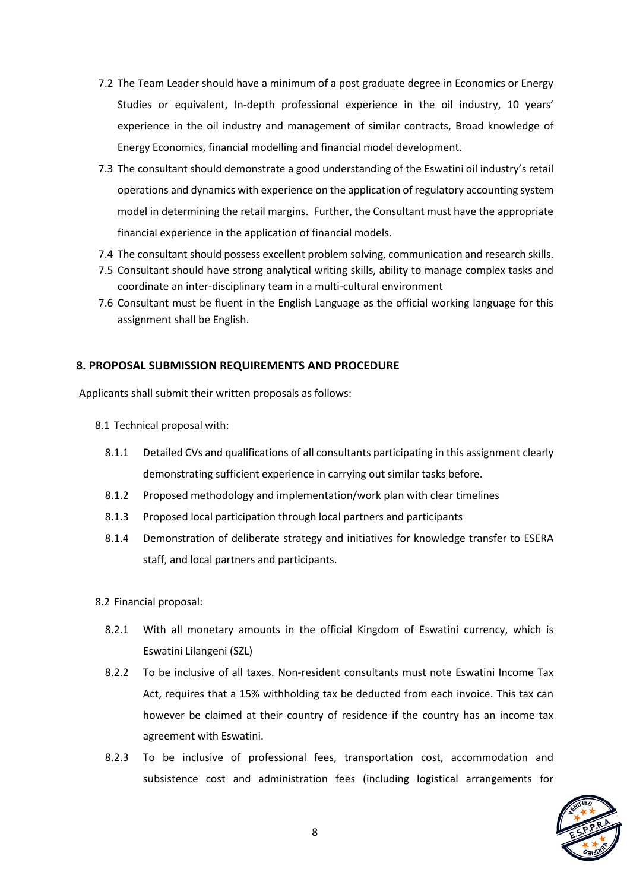7.2 The Team Leader should have a minimum of a post graduate degree in Economics or Energy Studies or equivalent, In-depth professional experience in the oil industry, 10 years' experience in the oil industry and management of similar contracts, Broad knowledge of Energy Economics, financial modelling and financial model development.

7.3 The consultant should demonstrate a good understanding of the Eswatini oil industry's retail operations and dynamics with experience on the application of regulatory accounting system model in determining the retail margins. Further, the Consultant must have the appropriate financial experience in the application of financial models.

7.4 The consultant should possess excellent problem solving, communication and research skills.

7.5 Consultant should have strong analytical writing skills, ability to manage complex tasks and coordinate an inter-disciplinary team in a multi-cultural environment

7.6 Consultant must be fluent in the English Language as the official working language for this assignment shall be English.

## 8. PROPOSAL SUBMISSION REQUIREMENTS AND PROCEDURE

Applicants shall submit their written proposals as follows:

8.1 Technical proposal with:

8.1.1 Detailed CVs and qualifications of all consultants participating in this assignment clearly demonstrating sufficient experience in carrying out similar tasks before.

8.1.2 Proposed methodology and implementation/work plan with clear timelines

8.1.3 Proposed local participation through local partners and participants

8.1.4 Demonstration of deliberate strategy and initiatives for knowledge transfer to ESERA staff, and local partners and participants.

8.2 Financial proposal:

8.2.1 With all monetary amounts in the official Kingdom of Eswatini currency, which is Eswatini Lilangeni (SZL)

8.2.2 To be inclusive of all taxes. Non-resident consultants must note Eswatini Income Tax Act, requires that a 15% withholding tax be deducted from each invoice. This tax can however be claimed at their country of residence if the country has an income tax agreement with Eswatini.

8.2.3 To be inclusive of professional fees, transportation cost, accommodation and subsistence cost and administration fees (including logistical arrangements for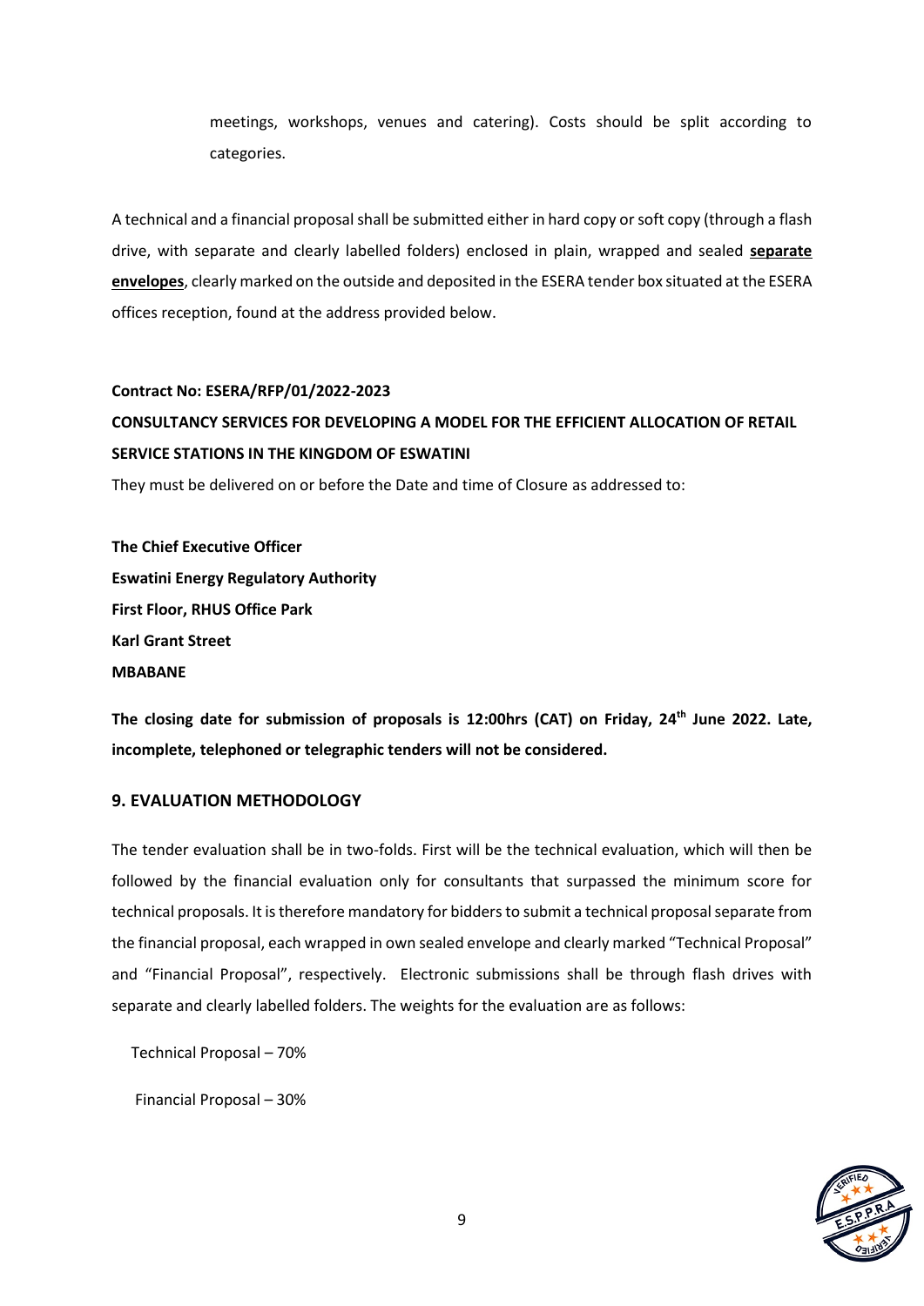meetings, workshops, venues and catering). Costs should be split according to categories.

A technical and a financial proposal shall be submitted either in hard copy or soft copy (through a flash drive, with separate and clearly labelled folders) enclosed in plain, wrapped and sealed **separate envelopes**, clearly marked on the outside and deposited in the ESERA tender box situated at the ESERA offices reception, found at the address provided below.

**Contract No: ESERA/RFP/01/2022-2023**

**CONSULTANCY SERVICES FOR DEVELOPING A MODEL FOR THE EFFICIENT ALLOCATION OF RETAIL SERVICE STATIONS IN THE KINGDOM OF ESWATINI**

They must be delivered on or before the Date and time of Closure as addressed to:

**The Chief Executive Officer**
**Eswatini Energy Regulatory Authority**
**First Floor, RHUS Office Park**
**Karl Grant Street**
**MBABANE**

**The closing date for submission of proposals is 12:00hrs (CAT) on Friday, 24th June 2022. Late, incomplete, telephoned or telegraphic tenders will not be considered.**

## 9. EVALUATION METHODOLOGY

The tender evaluation shall be in two-folds. First will be the technical evaluation, which will then be followed by the financial evaluation only for consultants that surpassed the minimum score for technical proposals. It is therefore mandatory for bidders to submit a technical proposal separate from the financial proposal, each wrapped in own sealed envelope and clearly marked "Technical Proposal" and "Financial Proposal", respectively. Electronic submissions shall be through flash drives with separate and clearly labelled folders. The weights for the evaluation are as follows:

Technical Proposal – 70%

Financial Proposal – 30%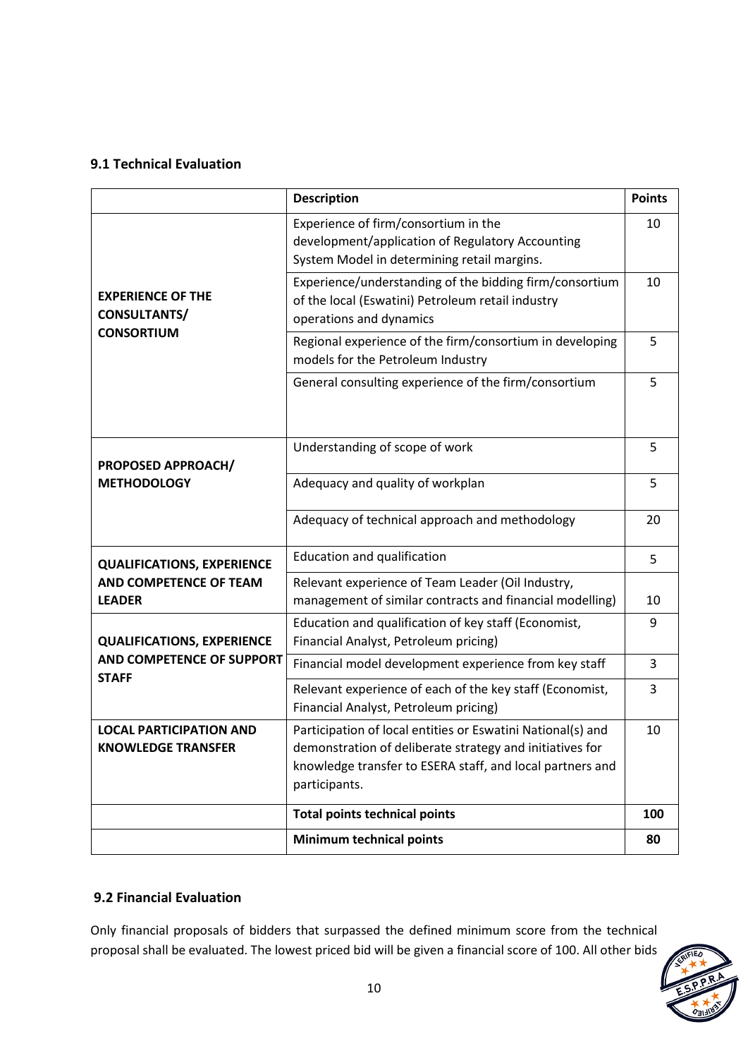### 9.1 Technical Evaluation

| | Description | Points |
|---|---|---|
| **EXPERIENCE OF THE CONSULTANTS/ CONSORTIUM** | Experience of firm/consortium in the development/application of Regulatory Accounting System Model in determining retail margins. | 10 |
| | Experience/understanding of the bidding firm/consortium of the local (Eswatini) Petroleum retail industry operations and dynamics | 10 |
| | Regional experience of the firm/consortium in developing models for the Petroleum Industry | 5 |
| | General consulting experience of the firm/consortium | 5 |
| **PROPOSED APPROACH/ METHODOLOGY** | Understanding of scope of work | 5 |
| | Adequacy and quality of workplan | 5 |
| | Adequacy of technical approach and methodology | 20 |
| **QUALIFICATIONS, EXPERIENCE AND COMPETENCE OF TEAM LEADER** | Education and qualification | 5 |
| | Relevant experience of Team Leader (Oil Industry, management of similar contracts and financial modelling) | 10 |
| **QUALIFICATIONS, EXPERIENCE AND COMPETENCE OF SUPPORT STAFF** | Education and qualification of key staff (Economist, Financial Analyst, Petroleum pricing) | 9 |
| | Financial model development experience from key staff | 3 |
| | Relevant experience of each of the key staff (Economist, Financial Analyst, Petroleum pricing) | 3 |
| **LOCAL PARTICIPATION AND KNOWLEDGE TRANSFER** | Participation of local entities or Eswatini National(s) and demonstration of deliberate strategy and initiatives for knowledge transfer to ESERA staff, and local partners and participants. | 10 |
| | **Total points technical points** | **100** |
| | **Minimum technical points** | **80** |

### 9.2 Financial Evaluation

Only financial proposals of bidders that surpassed the defined minimum score from the technical proposal shall be evaluated. The lowest priced bid will be given a financial score of 100. All other bids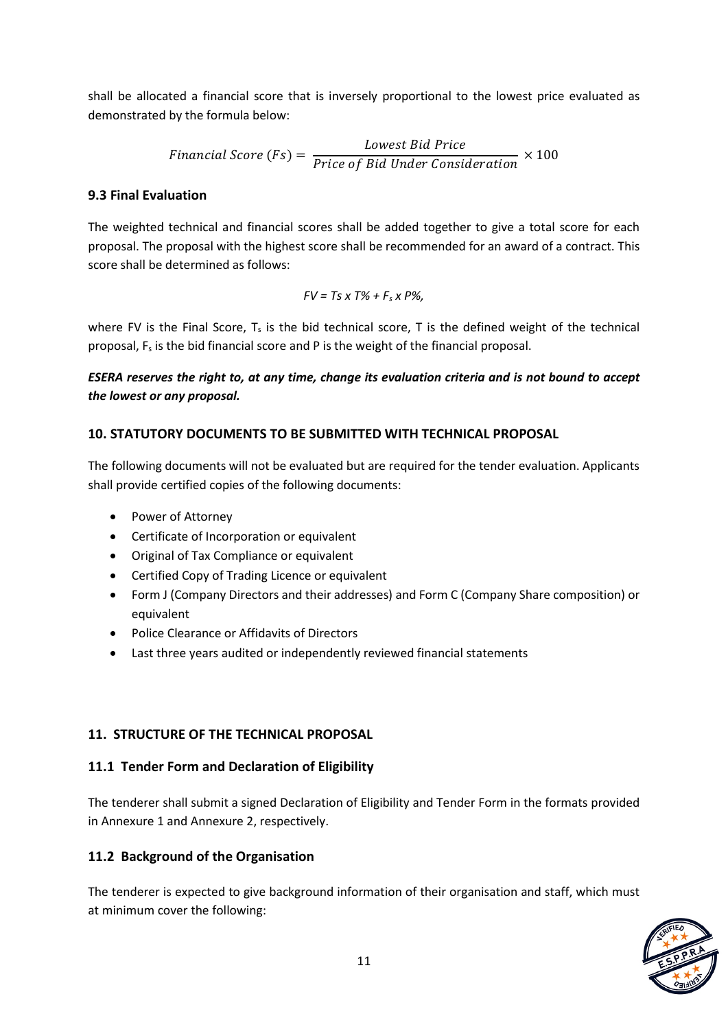shall be allocated a financial score that is inversely proportional to the lowest price evaluated as demonstrated by the formula below:

$$Financial\ Score\ (Fs) = \frac{Lowest\ Bid\ Price}{Price\ of\ Bid\ Under\ Consideration} \times 100$$

### 9.3 Final Evaluation

The weighted technical and financial scores shall be added together to give a total score for each proposal. The proposal with the highest score shall be recommended for an award of a contract. This score shall be determined as follows:

$$FV = Ts \times T\% + F_s \times P\%,$$

where FV is the Final Score, $T_s$ is the bid technical score, T is the defined weight of the technical proposal, $F_s$ is the bid financial score and P is the weight of the financial proposal.

***ESERA reserves the right to, at any time, change its evaluation criteria and is not bound to accept the lowest or any proposal.***

## 10. STATUTORY DOCUMENTS TO BE SUBMITTED WITH TECHNICAL PROPOSAL

The following documents will not be evaluated but are required for the tender evaluation. Applicants shall provide certified copies of the following documents:

- Power of Attorney
- Certificate of Incorporation or equivalent
- Original of Tax Compliance or equivalent
- Certified Copy of Trading Licence or equivalent
- Form J (Company Directors and their addresses) and Form C (Company Share composition) or equivalent
- Police Clearance or Affidavits of Directors
- Last three years audited or independently reviewed financial statements

## 11. STRUCTURE OF THE TECHNICAL PROPOSAL

### 11.1 Tender Form and Declaration of Eligibility

The tenderer shall submit a signed Declaration of Eligibility and Tender Form in the formats provided in Annexure 1 and Annexure 2, respectively.

### 11.2 Background of the Organisation

The tenderer is expected to give background information of their organisation and staff, which must at minimum cover the following: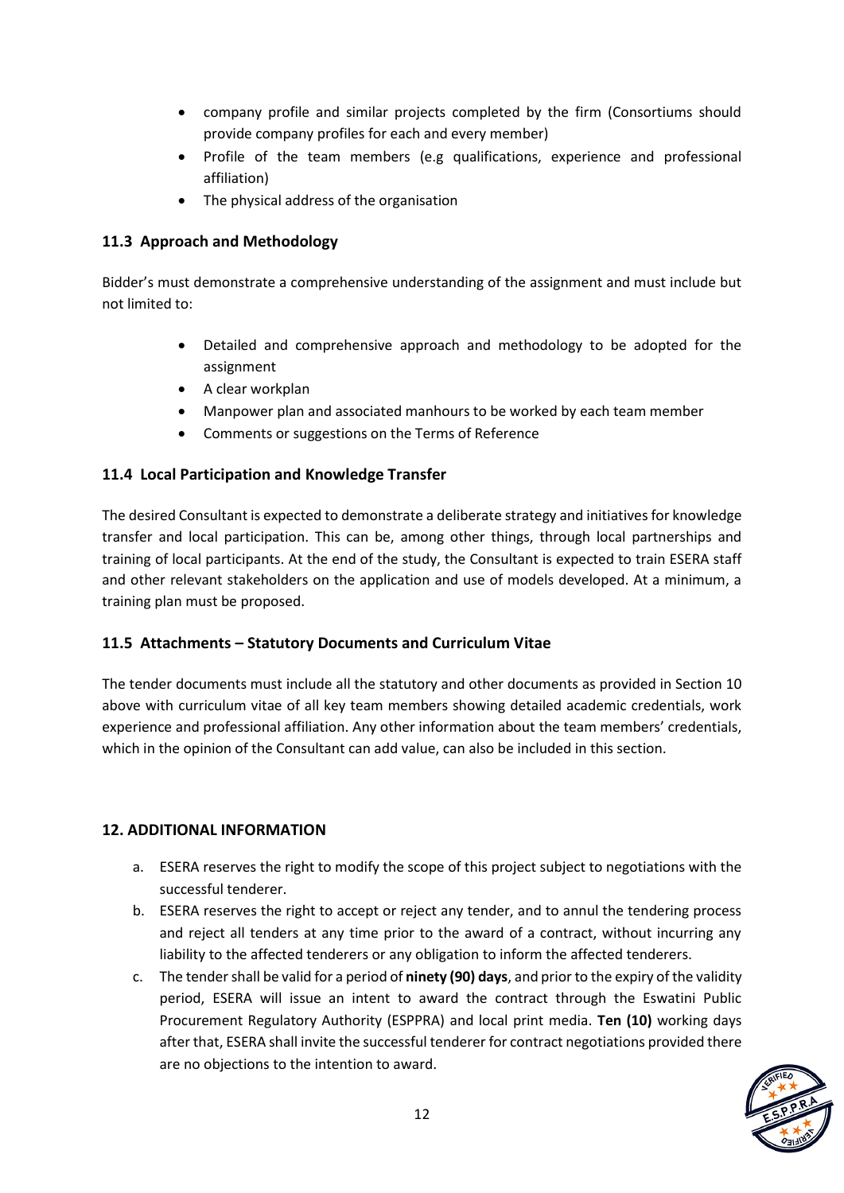- company profile and similar projects completed by the firm (Consortiums should provide company profiles for each and every member)
- Profile of the team members (e.g qualifications, experience and professional affiliation)
- The physical address of the organisation

### 11.3 Approach and Methodology

Bidder's must demonstrate a comprehensive understanding of the assignment and must include but not limited to:

- Detailed and comprehensive approach and methodology to be adopted for the assignment
- A clear workplan
- Manpower plan and associated manhours to be worked by each team member
- Comments or suggestions on the Terms of Reference

### 11.4 Local Participation and Knowledge Transfer

The desired Consultant is expected to demonstrate a deliberate strategy and initiatives for knowledge transfer and local participation. This can be, among other things, through local partnerships and training of local participants. At the end of the study, the Consultant is expected to train ESERA staff and other relevant stakeholders on the application and use of models developed. At a minimum, a training plan must be proposed.

### 11.5 Attachments – Statutory Documents and Curriculum Vitae

The tender documents must include all the statutory and other documents as provided in Section 10 above with curriculum vitae of all key team members showing detailed academic credentials, work experience and professional affiliation. Any other information about the team members' credentials, which in the opinion of the Consultant can add value, can also be included in this section.

## 12. ADDITIONAL INFORMATION

a. ESERA reserves the right to modify the scope of this project subject to negotiations with the successful tenderer.

b. ESERA reserves the right to accept or reject any tender, and to annul the tendering process and reject all tenders at any time prior to the award of a contract, without incurring any liability to the affected tenderers or any obligation to inform the affected tenderers.

c. The tender shall be valid for a period of **ninety (90) days**, and prior to the expiry of the validity period, ESERA will issue an intent to award the contract through the Eswatini Public Procurement Regulatory Authority (ESPPRA) and local print media. **Ten (10)** working days after that, ESERA shall invite the successful tenderer for contract negotiations provided there are no objections to the intention to award.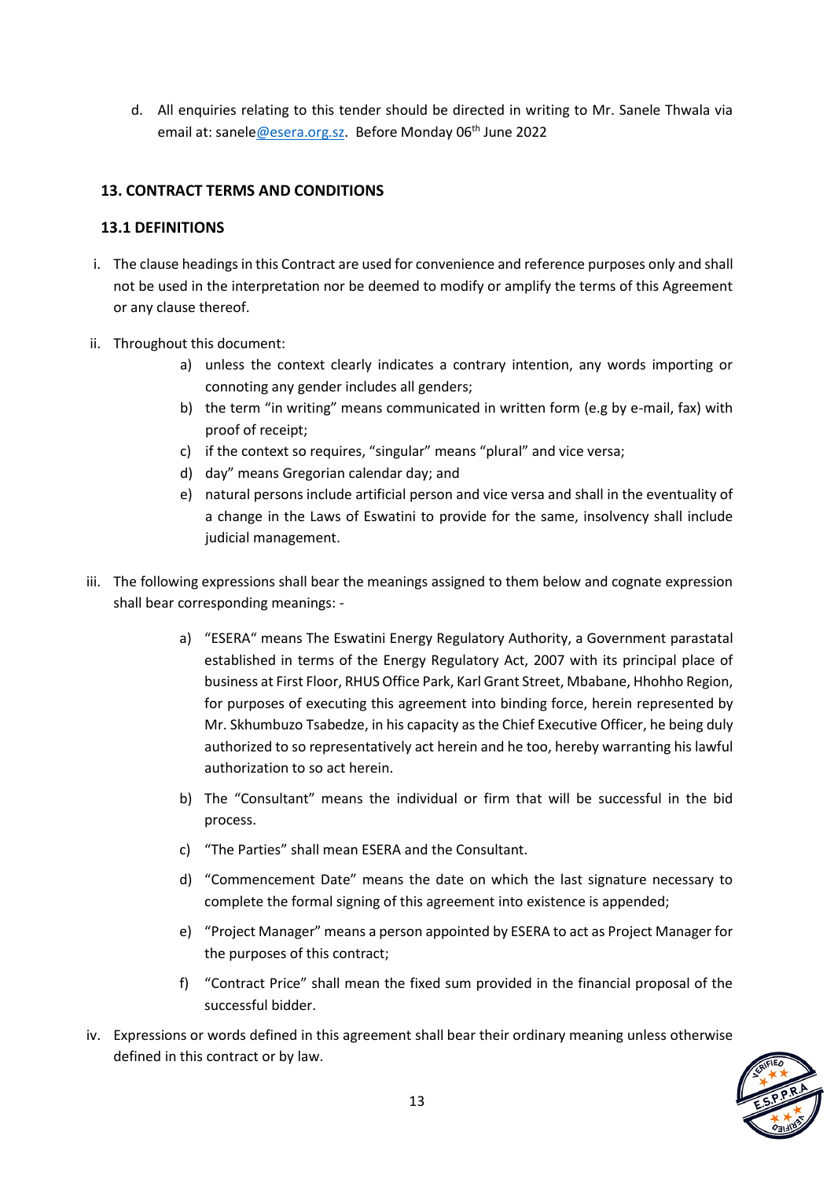d. All enquiries relating to this tender should be directed in writing to Mr. Sanele Thwala via email at: sanele@esera.org.sz. Before Monday 06th June 2022

## 13. CONTRACT TERMS AND CONDITIONS

### 13.1 DEFINITIONS

i. The clause headings in this Contract are used for convenience and reference purposes only and shall not be used in the interpretation nor be deemed to modify or amplify the terms of this Agreement or any clause thereof.

ii. Throughout this document:

   a) unless the context clearly indicates a contrary intention, any words importing or connoting any gender includes all genders;
   b) the term "in writing" means communicated in written form (e.g by e-mail, fax) with proof of receipt;
   c) if the context so requires, "singular" means "plural" and vice versa;
   d) day" means Gregorian calendar day; and
   e) natural persons include artificial person and vice versa and shall in the eventuality of a change in the Laws of Eswatini to provide for the same, insolvency shall include judicial management.

iii. The following expressions shall bear the meanings assigned to them below and cognate expression shall bear corresponding meanings: -

   a) "ESERA" means The Eswatini Energy Regulatory Authority, a Government parastatal established in terms of the Energy Regulatory Act, 2007 with its principal place of business at First Floor, RHUS Office Park, Karl Grant Street, Mbabane, Hhohho Region, for purposes of executing this agreement into binding force, herein represented by Mr. Skhumbuzo Tsabedze, in his capacity as the Chief Executive Officer, he being duly authorized to so representatively act herein and he too, hereby warranting his lawful authorization to so act herein.

   b) The "Consultant" means the individual or firm that will be successful in the bid process.

   c) "The Parties" shall mean ESERA and the Consultant.

   d) "Commencement Date" means the date on which the last signature necessary to complete the formal signing of this agreement into existence is appended;

   e) "Project Manager" means a person appointed by ESERA to act as Project Manager for the purposes of this contract;

   f) "Contract Price" shall mean the fixed sum provided in the financial proposal of the successful bidder.

iv. Expressions or words defined in this agreement shall bear their ordinary meaning unless otherwise defined in this contract or by law.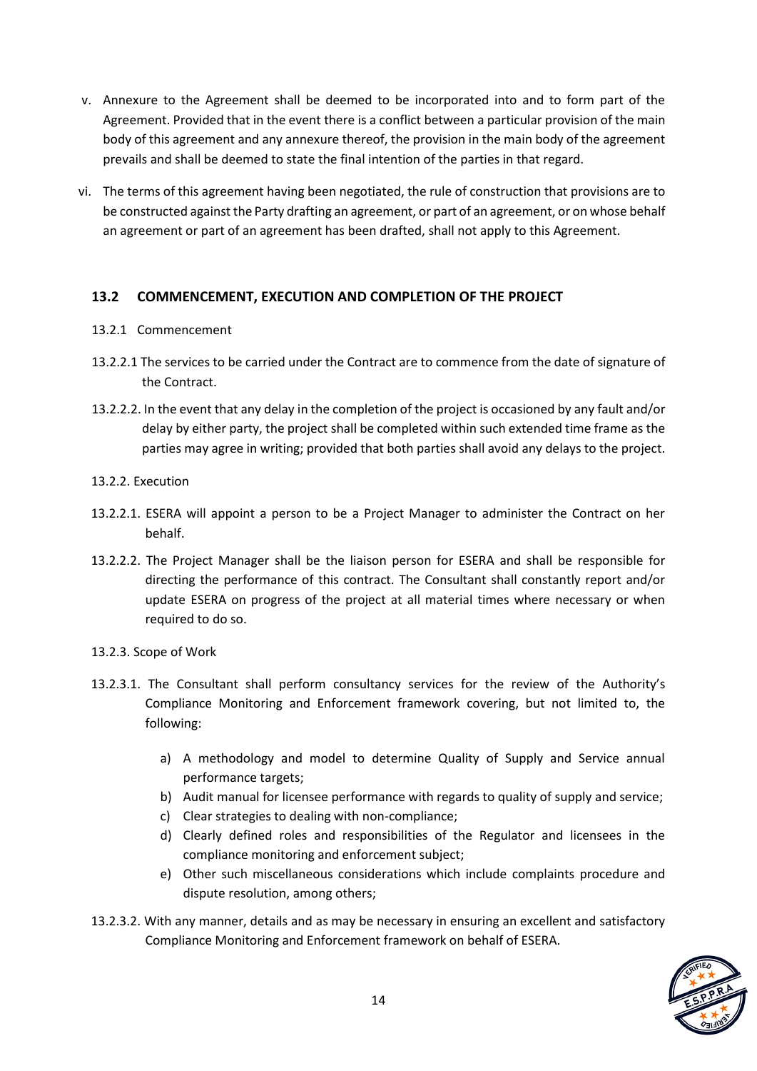v. Annexure to the Agreement shall be deemed to be incorporated into and to form part of the Agreement. Provided that in the event there is a conflict between a particular provision of the main body of this agreement and any annexure thereof, the provision in the main body of the agreement prevails and shall be deemed to state the final intention of the parties in that regard.

vi. The terms of this agreement having been negotiated, the rule of construction that provisions are to be constructed against the Party drafting an agreement, or part of an agreement, or on whose behalf an agreement or part of an agreement has been drafted, shall not apply to this Agreement.

### 13.2 COMMENCEMENT, EXECUTION AND COMPLETION OF THE PROJECT

13.2.1 Commencement

13.2.2.1 The services to be carried under the Contract are to commence from the date of signature of the Contract.

13.2.2.2. In the event that any delay in the completion of the project is occasioned by any fault and/or delay by either party, the project shall be completed within such extended time frame as the parties may agree in writing; provided that both parties shall avoid any delays to the project.

13.2.2. Execution

13.2.2.1. ESERA will appoint a person to be a Project Manager to administer the Contract on her behalf.

13.2.2.2. The Project Manager shall be the liaison person for ESERA and shall be responsible for directing the performance of this contract. The Consultant shall constantly report and/or update ESERA on progress of the project at all material times where necessary or when required to do so.

13.2.3. Scope of Work

13.2.3.1. The Consultant shall perform consultancy services for the review of the Authority's Compliance Monitoring and Enforcement framework covering, but not limited to, the following:

a) A methodology and model to determine Quality of Supply and Service annual performance targets;
b) Audit manual for licensee performance with regards to quality of supply and service;
c) Clear strategies to dealing with non-compliance;
d) Clearly defined roles and responsibilities of the Regulator and licensees in the compliance monitoring and enforcement subject;
e) Other such miscellaneous considerations which include complaints procedure and dispute resolution, among others;

13.2.3.2. With any manner, details and as may be necessary in ensuring an excellent and satisfactory Compliance Monitoring and Enforcement framework on behalf of ESERA.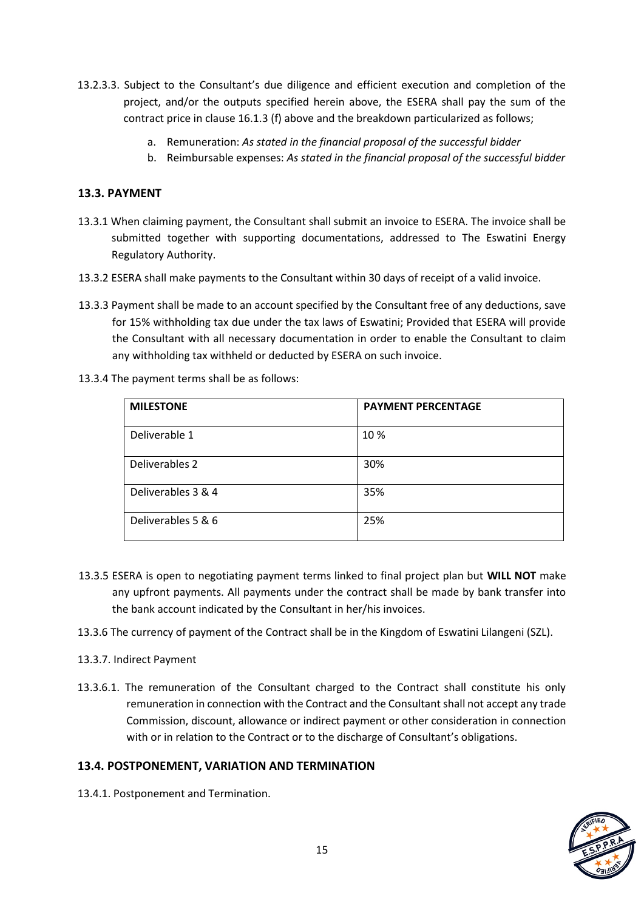13.2.3.3. Subject to the Consultant's due diligence and efficient execution and completion of the project, and/or the outputs specified herein above, the ESERA shall pay the sum of the contract price in clause 16.1.3 (f) above and the breakdown particularized as follows;

a. Remuneration: *As stated in the financial proposal of the successful bidder*
b. Reimbursable expenses: *As stated in the financial proposal of the successful bidder*

### 13.3. PAYMENT

13.3.1 When claiming payment, the Consultant shall submit an invoice to ESERA. The invoice shall be submitted together with supporting documentations, addressed to The Eswatini Energy Regulatory Authority.

13.3.2 ESERA shall make payments to the Consultant within 30 days of receipt of a valid invoice.

13.3.3 Payment shall be made to an account specified by the Consultant free of any deductions, save for 15% withholding tax due under the tax laws of Eswatini; Provided that ESERA will provide the Consultant with all necessary documentation in order to enable the Consultant to claim any withholding tax withheld or deducted by ESERA on such invoice.

13.3.4 The payment terms shall be as follows:

| MILESTONE | PAYMENT PERCENTAGE |
| --- | --- |
| Deliverable 1 | 10 % |
| Deliverables 2 | 30% |
| Deliverables 3 & 4 | 35% |
| Deliverables 5 & 6 | 25% |

13.3.5 ESERA is open to negotiating payment terms linked to final project plan but **WILL NOT** make any upfront payments. All payments under the contract shall be made by bank transfer into the bank account indicated by the Consultant in her/his invoices.

13.3.6 The currency of payment of the Contract shall be in the Kingdom of Eswatini Lilangeni (SZL).

13.3.7. Indirect Payment

13.3.6.1. The remuneration of the Consultant charged to the Contract shall constitute his only remuneration in connection with the Contract and the Consultant shall not accept any trade Commission, discount, allowance or indirect payment or other consideration in connection with or in relation to the Contract or to the discharge of Consultant's obligations.

### 13.4. POSTPONEMENT, VARIATION AND TERMINATION

13.4.1. Postponement and Termination.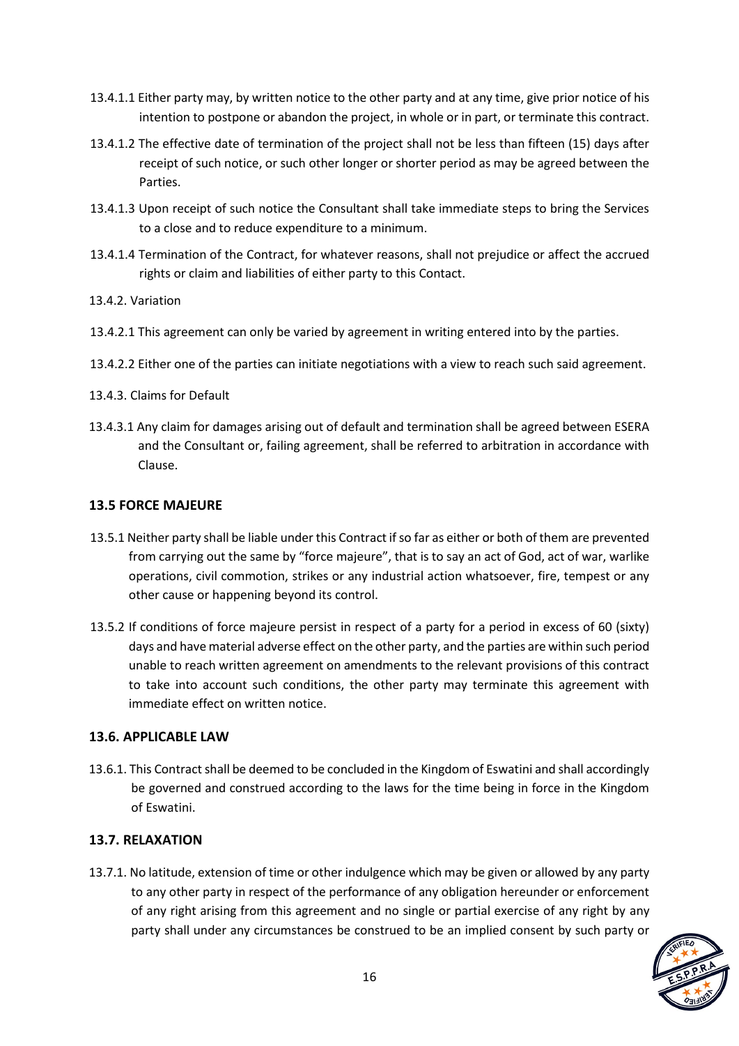13.4.1.1 Either party may, by written notice to the other party and at any time, give prior notice of his intention to postpone or abandon the project, in whole or in part, or terminate this contract.

13.4.1.2 The effective date of termination of the project shall not be less than fifteen (15) days after receipt of such notice, or such other longer or shorter period as may be agreed between the Parties.

13.4.1.3 Upon receipt of such notice the Consultant shall take immediate steps to bring the Services to a close and to reduce expenditure to a minimum.

13.4.1.4 Termination of the Contract, for whatever reasons, shall not prejudice or affect the accrued rights or claim and liabilities of either party to this Contact.

13.4.2. Variation

13.4.2.1 This agreement can only be varied by agreement in writing entered into by the parties.

13.4.2.2 Either one of the parties can initiate negotiations with a view to reach such said agreement.

13.4.3. Claims for Default

13.4.3.1 Any claim for damages arising out of default and termination shall be agreed between ESERA and the Consultant or, failing agreement, shall be referred to arbitration in accordance with Clause.

**13.5 FORCE MAJEURE**

13.5.1 Neither party shall be liable under this Contract if so far as either or both of them are prevented from carrying out the same by "force majeure", that is to say an act of God, act of war, warlike operations, civil commotion, strikes or any industrial action whatsoever, fire, tempest or any other cause or happening beyond its control.

13.5.2 If conditions of force majeure persist in respect of a party for a period in excess of 60 (sixty) days and have material adverse effect on the other party, and the parties are within such period unable to reach written agreement on amendments to the relevant provisions of this contract to take into account such conditions, the other party may terminate this agreement with immediate effect on written notice.

**13.6. APPLICABLE LAW**

13.6.1. This Contract shall be deemed to be concluded in the Kingdom of Eswatini and shall accordingly be governed and construed according to the laws for the time being in force in the Kingdom of Eswatini.

**13.7. RELAXATION**

13.7.1. No latitude, extension of time or other indulgence which may be given or allowed by any party to any other party in respect of the performance of any obligation hereunder or enforcement of any right arising from this agreement and no single or partial exercise of any right by any party shall under any circumstances be construed to be an implied consent by such party or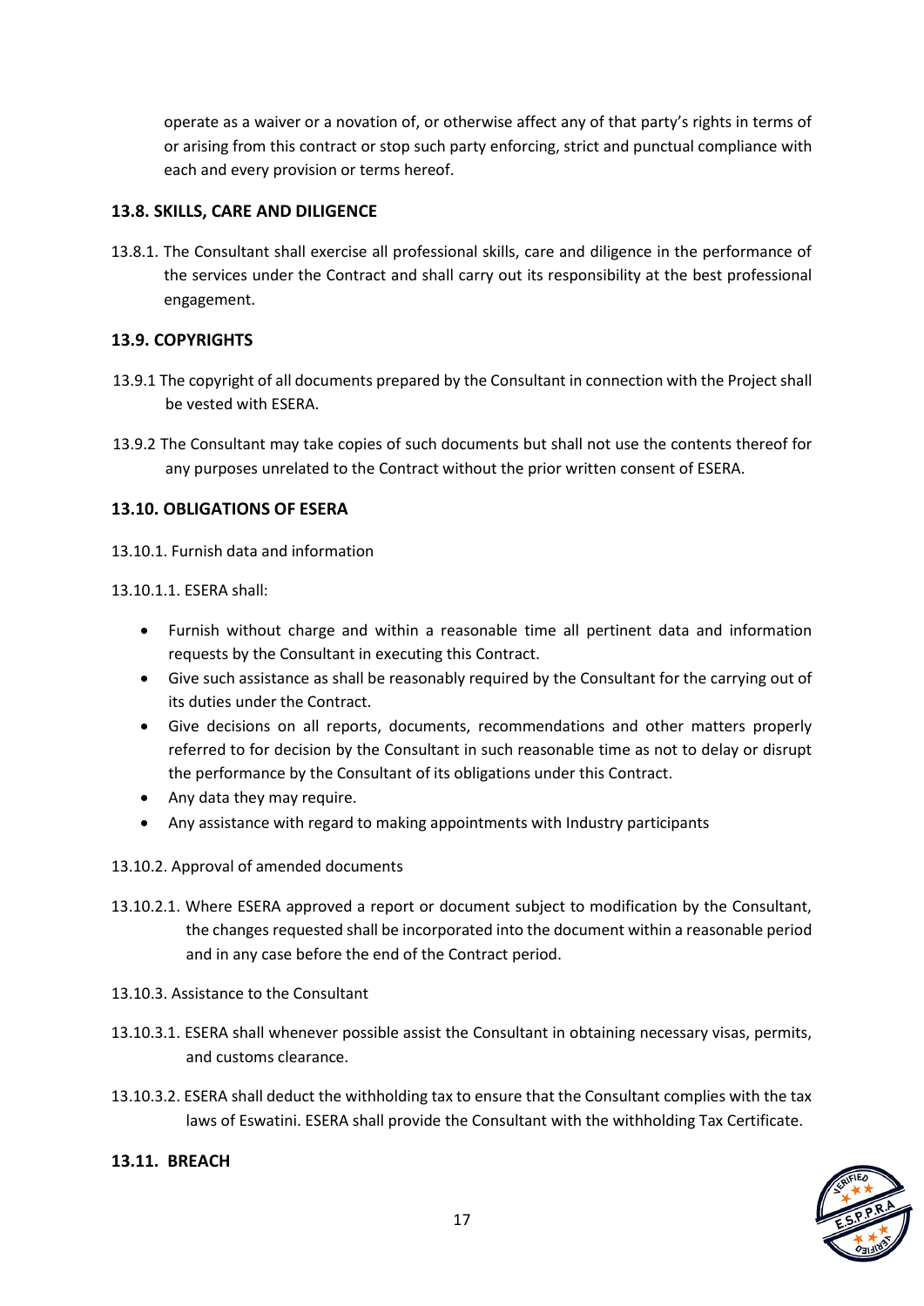operate as a waiver or a novation of, or otherwise affect any of that party's rights in terms of or arising from this contract or stop such party enforcing, strict and punctual compliance with each and every provision or terms hereof.

### 13.8. SKILLS, CARE AND DILIGENCE

13.8.1. The Consultant shall exercise all professional skills, care and diligence in the performance of the services under the Contract and shall carry out its responsibility at the best professional engagement.

### 13.9. COPYRIGHTS

13.9.1 The copyright of all documents prepared by the Consultant in connection with the Project shall be vested with ESERA.

13.9.2 The Consultant may take copies of such documents but shall not use the contents thereof for any purposes unrelated to the Contract without the prior written consent of ESERA.

### 13.10. OBLIGATIONS OF ESERA

13.10.1. Furnish data and information

13.10.1.1. ESERA shall:

- Furnish without charge and within a reasonable time all pertinent data and information requests by the Consultant in executing this Contract.
- Give such assistance as shall be reasonably required by the Consultant for the carrying out of its duties under the Contract.
- Give decisions on all reports, documents, recommendations and other matters properly referred to for decision by the Consultant in such reasonable time as not to delay or disrupt the performance by the Consultant of its obligations under this Contract.
- Any data they may require.
- Any assistance with regard to making appointments with Industry participants

13.10.2. Approval of amended documents

13.10.2.1. Where ESERA approved a report or document subject to modification by the Consultant, the changes requested shall be incorporated into the document within a reasonable period and in any case before the end of the Contract period.

13.10.3. Assistance to the Consultant

13.10.3.1. ESERA shall whenever possible assist the Consultant in obtaining necessary visas, permits, and customs clearance.

13.10.3.2. ESERA shall deduct the withholding tax to ensure that the Consultant complies with the tax laws of Eswatini. ESERA shall provide the Consultant with the withholding Tax Certificate.

### 13.11. BREACH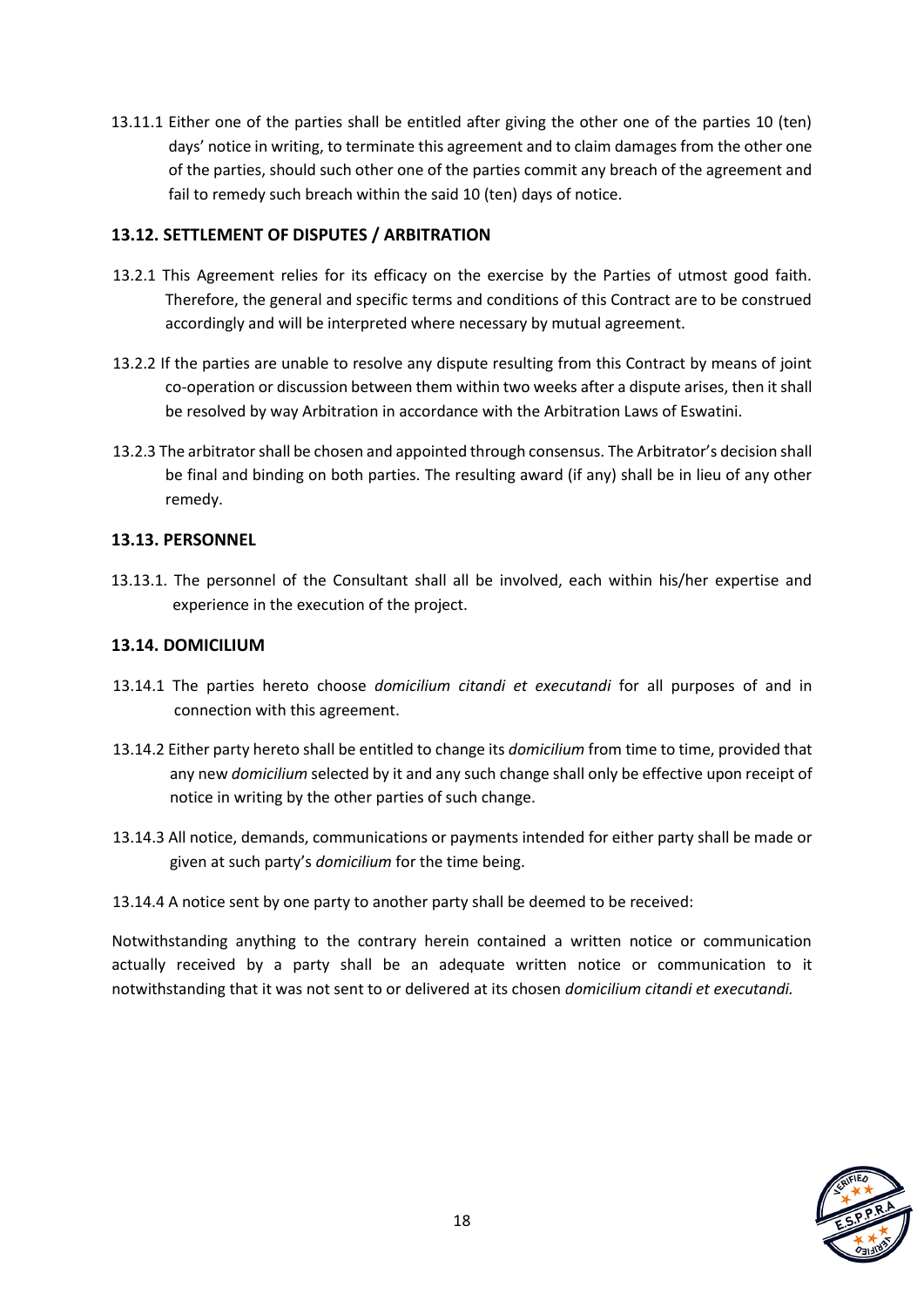13.11.1 Either one of the parties shall be entitled after giving the other one of the parties 10 (ten) days' notice in writing, to terminate this agreement and to claim damages from the other one of the parties, should such other one of the parties commit any breach of the agreement and fail to remedy such breach within the said 10 (ten) days of notice.

### 13.12. SETTLEMENT OF DISPUTES / ARBITRATION

13.2.1 This Agreement relies for its efficacy on the exercise by the Parties of utmost good faith. Therefore, the general and specific terms and conditions of this Contract are to be construed accordingly and will be interpreted where necessary by mutual agreement.

13.2.2 If the parties are unable to resolve any dispute resulting from this Contract by means of joint co-operation or discussion between them within two weeks after a dispute arises, then it shall be resolved by way Arbitration in accordance with the Arbitration Laws of Eswatini.

13.2.3 The arbitrator shall be chosen and appointed through consensus. The Arbitrator's decision shall be final and binding on both parties. The resulting award (if any) shall be in lieu of any other remedy.

### 13.13. PERSONNEL

13.13.1. The personnel of the Consultant shall all be involved, each within his/her expertise and experience in the execution of the project.

### 13.14. DOMICILIUM

13.14.1 The parties hereto choose *domicilium citandi et executandi* for all purposes of and in connection with this agreement.

13.14.2 Either party hereto shall be entitled to change its *domicilium* from time to time, provided that any new *domicilium* selected by it and any such change shall only be effective upon receipt of notice in writing by the other parties of such change.

13.14.3 All notice, demands, communications or payments intended for either party shall be made or given at such party's *domicilium* for the time being.

13.14.4 A notice sent by one party to another party shall be deemed to be received:

Notwithstanding anything to the contrary herein contained a written notice or communication actually received by a party shall be an adequate written notice or communication to it notwithstanding that it was not sent to or delivered at its chosen *domicilium citandi et executandi.*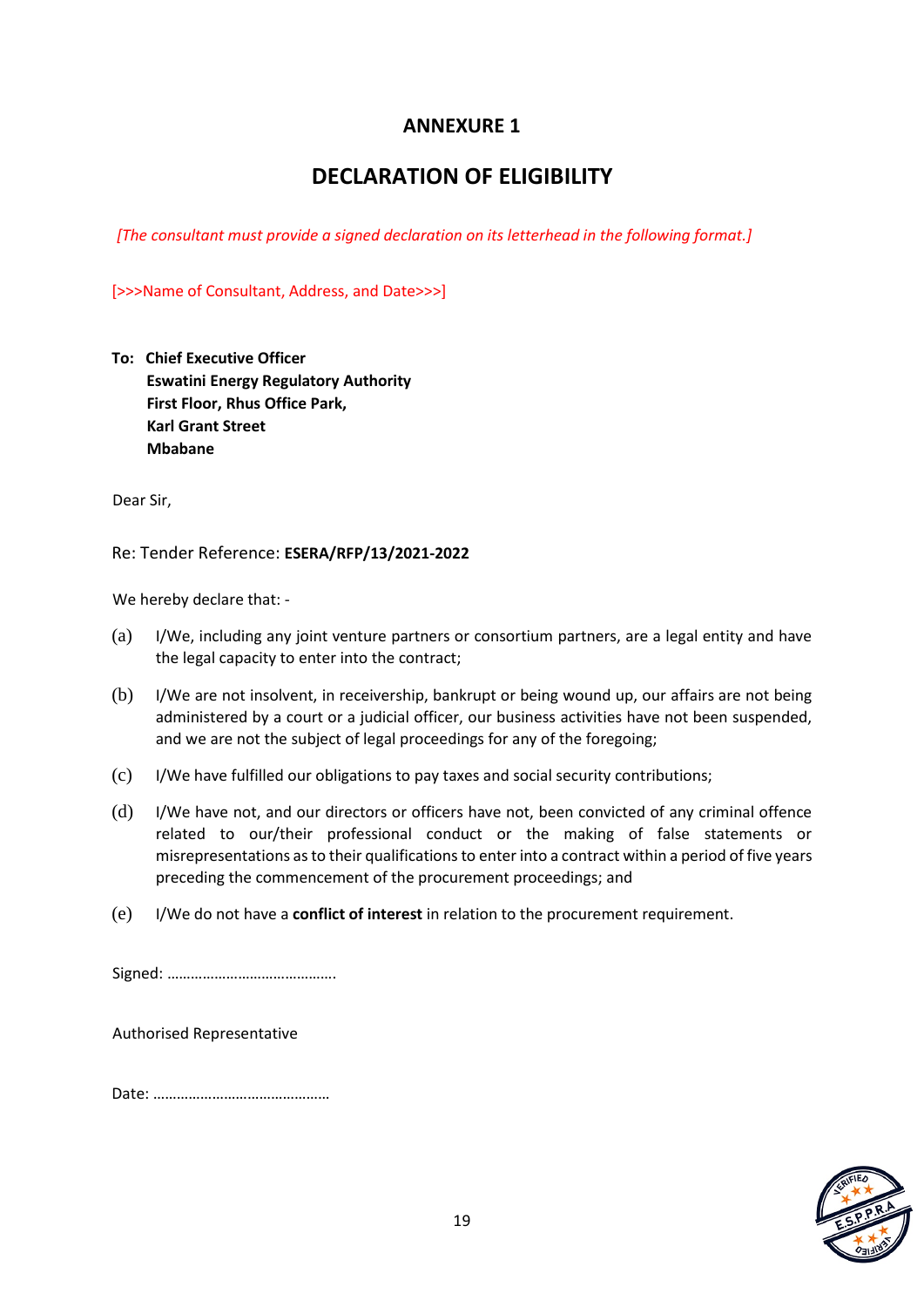# ANNEXURE 1

# DECLARATION OF ELIGIBILITY

*[The consultant must provide a signed declaration on its letterhead in the following format.]*

[>>>Name of Consultant, Address, and Date>>>]

**To: Chief Executive Officer**
**Eswatini Energy Regulatory Authority**
**First Floor, Rhus Office Park,**
**Karl Grant Street**
**Mbabane**

Dear Sir,

Re: Tender Reference: **ESERA/RFP/13/2021-2022**

We hereby declare that: -

(a) I/We, including any joint venture partners or consortium partners, are a legal entity and have the legal capacity to enter into the contract;

(b) I/We are not insolvent, in receivership, bankrupt or being wound up, our affairs are not being administered by a court or a judicial officer, our business activities have not been suspended, and we are not the subject of legal proceedings for any of the foregoing;

(c) I/We have fulfilled our obligations to pay taxes and social security contributions;

(d) I/We have not, and our directors or officers have not, been convicted of any criminal offence related to our/their professional conduct or the making of false statements or misrepresentations as to their qualifications to enter into a contract within a period of five years preceding the commencement of the procurement proceedings; and

(e) I/We do not have a **conflict of interest** in relation to the procurement requirement.

Signed: …………………………………….

Authorised Representative

Date: ………………………………………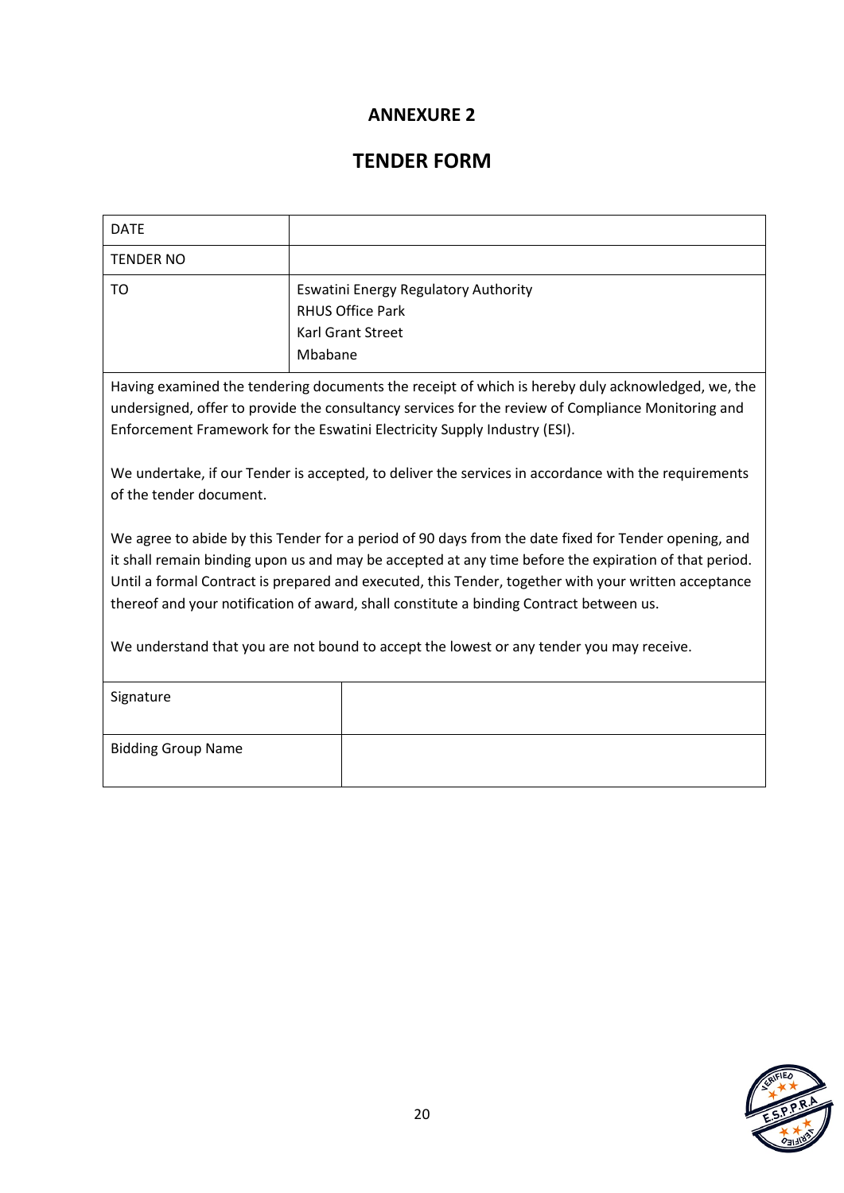# ANNEXURE 2

# TENDER FORM

| | |
|---|---|
| DATE | |
| TENDER NO | |
| TO | Eswatini Energy Regulatory Authority<br>RHUS Office Park<br>Karl Grant Street<br>Mbabane |

Having examined the tendering documents the receipt of which is hereby duly acknowledged, we, the undersigned, offer to provide the consultancy services for the review of Compliance Monitoring and Enforcement Framework for the Eswatini Electricity Supply Industry (ESI).

We undertake, if our Tender is accepted, to deliver the services in accordance with the requirements of the tender document.

We agree to abide by this Tender for a period of 90 days from the date fixed for Tender opening, and it shall remain binding upon us and may be accepted at any time before the expiration of that period. Until a formal Contract is prepared and executed, this Tender, together with your written acceptance thereof and your notification of award, shall constitute a binding Contract between us.

We understand that you are not bound to accept the lowest or any tender you may receive.

| | |
|---|---|
| Signature | |
| Bidding Group Name | |